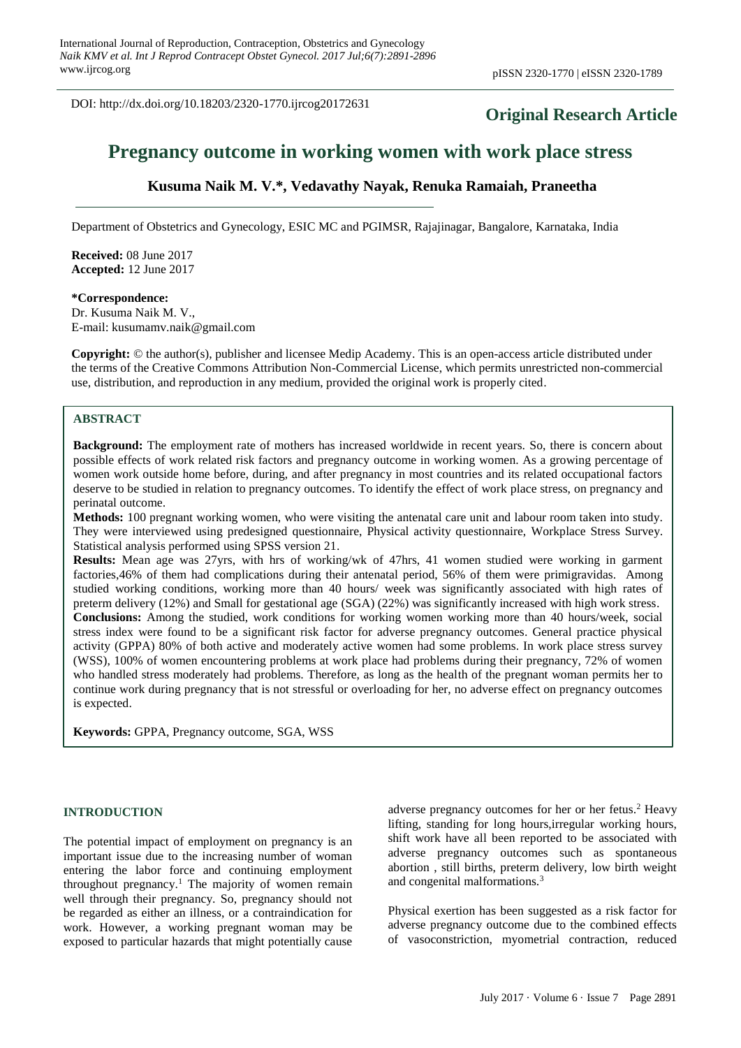DOI: http://dx.doi.org/10.18203/2320-1770.ijrcog20172631

**Original Research Article**

# Pregnancy outcome in working women with work place stress

**Kusuma Naik M. V.\*, Vedavathy Nayak, Renuka Ramaiah, Praneetha**

Department of Obstetrics and Gynecology, ESIC MC and PGIMSR, Rajajinagar, Bangalore, Karnataka, India

**Received:** 08 June 2017
**Accepted:** 12 June 2017

**\*Correspondence:**
Dr. Kusuma Naik M. V.,
E-mail: kusumamv.naik@gmail.com

**Copyright:** © the author(s), publisher and licensee Medip Academy. This is an open-access article distributed under the terms of the Creative Commons Attribution Non-Commercial License, which permits unrestricted non-commercial use, distribution, and reproduction in any medium, provided the original work is properly cited.

## ABSTRACT

**Background:** The employment rate of mothers has increased worldwide in recent years. So, there is concern about possible effects of work related risk factors and pregnancy outcome in working women. As a growing percentage of women work outside home before, during, and after pregnancy in most countries and its related occupational factors deserve to be studied in relation to pregnancy outcomes. To identify the effect of work place stress, on pregnancy and perinatal outcome.

**Methods:** 100 pregnant working women, who were visiting the antenatal care unit and labour room taken into study. They were interviewed using predesigned questionnaire, Physical activity questionnaire, Workplace Stress Survey. Statistical analysis performed using SPSS version 21.

**Results:** Mean age was 27yrs, with hrs of working/wk of 47hrs, 41 women studied were working in garment factories,46% of them had complications during their antenatal period, 56% of them were primigravidas. Among studied working conditions, working more than 40 hours/ week was significantly associated with high rates of preterm delivery (12%) and Small for gestational age (SGA) (22%) was significantly increased with high work stress.

**Conclusions:** Among the studied, work conditions for working women working more than 40 hours/week, social stress index were found to be a significant risk factor for adverse pregnancy outcomes. General practice physical activity (GPPA) 80% of both active and moderately active women had some problems. In work place stress survey (WSS), 100% of women encountering problems at work place had problems during their pregnancy, 72% of women who handled stress moderately had problems. Therefore, as long as the health of the pregnant woman permits her to continue work during pregnancy that is not stressful or overloading for her, no adverse effect on pregnancy outcomes is expected.

**Keywords:** GPPA, Pregnancy outcome, SGA, WSS

## INTRODUCTION

The potential impact of employment on pregnancy is an important issue due to the increasing number of woman entering the labor force and continuing employment throughout pregnancy.[1] The majority of women remain well through their pregnancy. So, pregnancy should not be regarded as either an illness, or a contraindication for work. However, a working pregnant woman may be exposed to particular hazards that might potentially cause adverse pregnancy outcomes for her or her fetus.[2] Heavy lifting, standing for long hours,irregular working hours, shift work have all been reported to be associated with adverse pregnancy outcomes such as spontaneous abortion , still births, preterm delivery, low birth weight and congenital malformations.[3]

Physical exertion has been suggested as a risk factor for adverse pregnancy outcome due to the combined effects of vasoconstriction, myometrial contraction, reduced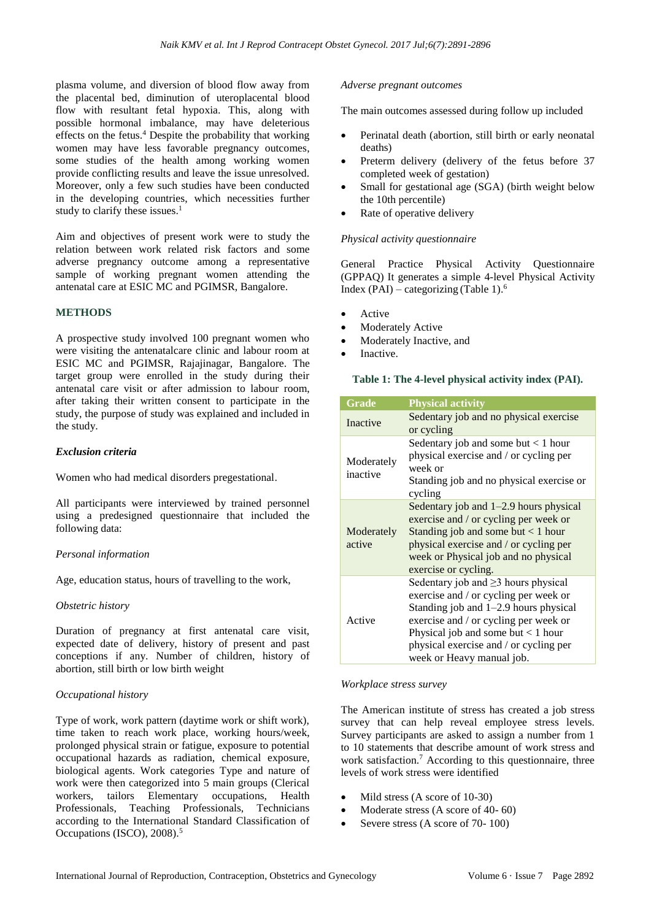plasma volume, and diversion of blood flow away from the placental bed, diminution of uteroplacental blood flow with resultant fetal hypoxia. This, along with possible hormonal imbalance, may have deleterious effects on the fetus.[4] Despite the probability that working women may have less favorable pregnancy outcomes, some studies of the health among working women provide conflicting results and leave the issue unresolved. Moreover, only a few such studies have been conducted in the developing countries, which necessities further study to clarify these issues.[1]

Aim and objectives of present work were to study the relation between work related risk factors and some adverse pregnancy outcome among a representative sample of working pregnant women attending the antenatal care at ESIC MC and PGIMSR, Bangalore.

## METHODS

A prospective study involved 100 pregnant women who were visiting the antenatalcare clinic and labour room at ESIC MC and PGIMSR, Rajajinagar, Bangalore. The target group were enrolled in the study during their antenatal care visit or after admission to labour room, after taking their written consent to participate in the study, the purpose of study was explained and included in the study.

### *Exclusion criteria*

Women who had medical disorders pregestational.

All participants were interviewed by trained personnel using a predesigned questionnaire that included the following data:

*Personal information*

Age, education status, hours of travelling to the work,

*Obstetric history*

Duration of pregnancy at first antenatal care visit, expected date of delivery, history of present and past conceptions if any. Number of children, history of abortion, still birth or low birth weight

*Occupational history*

Type of work, work pattern (daytime work or shift work), time taken to reach work place, working hours/week, prolonged physical strain or fatigue, exposure to potential occupational hazards as radiation, chemical exposure, biological agents. Work categories Type and nature of work were then categorized into 5 main groups (Clerical workers, tailors Elementary occupations, Health Professionals, Teaching Professionals, Technicians according to the International Standard Classification of Occupations (ISCO), 2008).[5]

*Adverse pregnant outcomes*

The main outcomes assessed during follow up included

- Perinatal death (abortion, still birth or early neonatal deaths)
- Preterm delivery (delivery of the fetus before 37 completed week of gestation)
- Small for gestational age (SGA) (birth weight below the 10th percentile)
- Rate of operative delivery

*Physical activity questionnaire*

General Practice Physical Activity Questionnaire (GPPAQ) It generates a simple 4-level Physical Activity Index (PAI) – categorizing (Table 1).[6]

- Active
- Moderately Active
- Moderately Inactive, and
- Inactive.

**Table 1: The 4-level physical activity index (PAI).**

| Grade | Physical activity |
|---|---|
| Inactive | Sedentary job and no physical exercise or cycling |
| Moderately inactive | Sedentary job and some but < 1 hour physical exercise and / or cycling per week or Standing job and no physical exercise or cycling |
| Moderately active | Sedentary job and 1–2.9 hours physical exercise and / or cycling per week or Standing job and some but < 1 hour physical exercise and / or cycling per week or Physical job and no physical exercise or cycling. |
| Active | Sedentary job and ≥3 hours physical exercise and / or cycling per week or Standing job and 1–2.9 hours physical exercise and / or cycling per week or Physical job and some but < 1 hour physical exercise and / or cycling per week or Heavy manual job. |

*Workplace stress survey*

The American institute of stress has created a job stress survey that can help reveal employee stress levels. Survey participants are asked to assign a number from 1 to 10 statements that describe amount of work stress and work satisfaction.[7] According to this questionnaire, three levels of work stress were identified

- Mild stress (A score of 10-30)
- Moderate stress (A score of 40- 60)
- Severe stress (A score of 70- 100)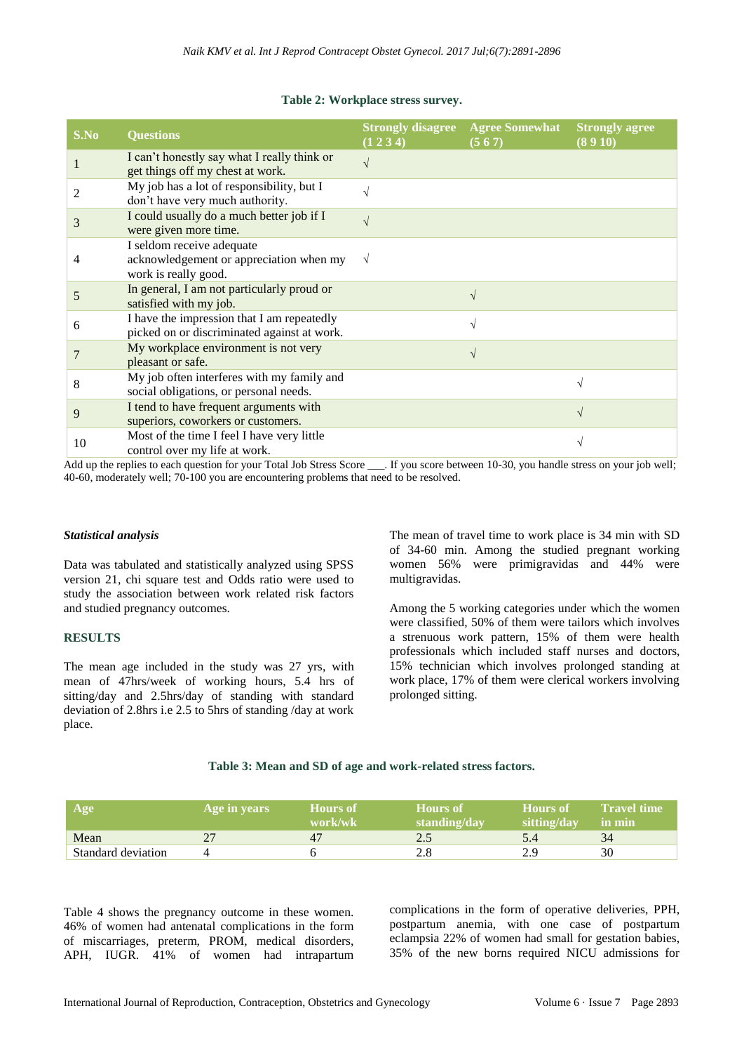**Table 2: Workplace stress survey.**

| S.No | Questions | Strongly disagree (1 2 3 4) | Agree Somewhat (5 6 7) | Strongly agree (8 9 10) |
|---|---|---|---|---|
| 1 | I can't honestly say what I really think or get things off my chest at work. | √ | | |
| 2 | My job has a lot of responsibility, but I don't have very much authority. | √ | | |
| 3 | I could usually do a much better job if I were given more time. | √ | | |
| 4 | I seldom receive adequate acknowledgement or appreciation when my work is really good. | √ | | |
| 5 | In general, I am not particularly proud or satisfied with my job. | | √ | |
| 6 | I have the impression that I am repeatedly picked on or discriminated against at work. | | √ | |
| 7 | My workplace environment is not very pleasant or safe. | | √ | |
| 8 | My job often interferes with my family and social obligations, or personal needs. | | | √ |
| 9 | I tend to have frequent arguments with superiors, coworkers or customers. | | | √ |
| 10 | Most of the time I feel I have very little control over my life at work. | | | √ |

Add up the replies to each question for your Total Job Stress Score ___. If you score between 10-30, you handle stress on your job well; 40-60, moderately well; 70-100 you are encountering problems that need to be resolved.

### *Statistical analysis*

Data was tabulated and statistically analyzed using SPSS version 21, chi square test and Odds ratio were used to study the association between work related risk factors and studied pregnancy outcomes.

## RESULTS

The mean age included in the study was 27 yrs, with mean of 47hrs/week of working hours, 5.4 hrs of sitting/day and 2.5hrs/day of standing with standard deviation of 2.8hrs i.e 2.5 to 5hrs of standing /day at work place.

The mean of travel time to work place is 34 min with SD of 34-60 min. Among the studied pregnant working women 56% were primigravidas and 44% were multigravidas.

Among the 5 working categories under which the women were classified, 50% of them were tailors which involves a strenuous work pattern, 15% of them were health professionals which included staff nurses and doctors, 15% technician which involves prolonged standing at work place, 17% of them were clerical workers involving prolonged sitting.

**Table 3: Mean and SD of age and work-related stress factors.**

| Age | Age in years | Hours of work/wk | Hours of standing/day | Hours of sitting/day | Travel time in min |
|---|---|---|---|---|---|
| Mean | 27 | 47 | 2.5 | 5.4 | 34 |
| Standard deviation | 4 | 6 | 2.8 | 2.9 | 30 |

Table 4 shows the pregnancy outcome in these women. 46% of women had antenatal complications in the form of miscarriages, preterm, PROM, medical disorders, APH, IUGR. 41% of women had intrapartum complications in the form of operative deliveries, PPH, postpartum anemia, with one case of postpartum eclampsia 22% of women had small for gestation babies, 35% of the new borns required NICU admissions for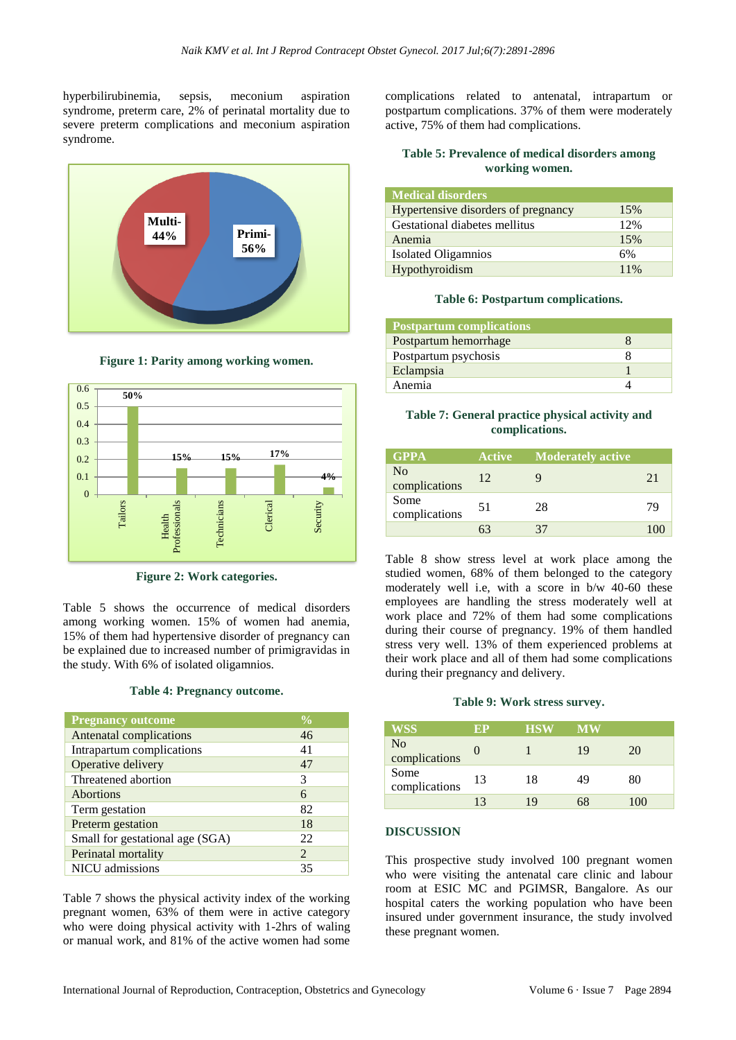hyperbilirubinemia, sepsis, meconium aspiration syndrome, preterm care, 2% of perinatal mortality due to severe preterm complications and meconium aspiration syndrome.

**Figure 1: Parity among working women.**

**Figure 2: Work categories.**

Table 5 shows the occurrence of medical disorders among working women. 15% of women had anemia, 15% of them had hypertensive disorder of pregnancy can be explained due to increased number of primigravidas in the study. With 6% of isolated oligamnios.

**Table 4: Pregnancy outcome.**

| Pregnancy outcome | % |
|---|---|
| Antenatal complications | 46 |
| Intrapartum complications | 41 |
| Operative delivery | 47 |
| Threatened abortion | 3 |
| Abortions | 6 |
| Term gestation | 82 |
| Preterm gestation | 18 |
| Small for gestational age (SGA) | 22 |
| Perinatal mortality | 2 |
| NICU admissions | 35 |

Table 7 shows the physical activity index of the working pregnant women, 63% of them were in active category who were doing physical activity with 1-2hrs of waling or manual work, and 81% of the active women had some complications related to antenatal, intrapartum or postpartum complications. 37% of them were moderately active, 75% of them had complications.

**Table 5: Prevalence of medical disorders among working women.**

| Medical disorders | |
|---|---|
| Hypertensive disorders of pregnancy | 15% |
| Gestational diabetes mellitus | 12% |
| Anemia | 15% |
| Isolated Oligamnios | 6% |
| Hypothyroidism | 11% |

**Table 6: Postpartum complications.**

| Postpartum complications | |
|---|---|
| Postpartum hemorrhage | 8 |
| Postpartum psychosis | 8 |
| Eclampsia | 1 |
| Anemia | 4 |

**Table 7: General practice physical activity and complications.**

| GPPA | Active | Moderately active | |
|---|---|---|---|
| No complications | 12 | 9 | 21 |
| Some complications | 51 | 28 | 79 |
| | 63 | 37 | 100 |

Table 8 show stress level at work place among the studied women, 68% of them belonged to the category moderately well i.e, with a score in b/w 40-60 these employees are handling the stress moderately well at work place and 72% of them had some complications during their course of pregnancy. 19% of them handled stress very well. 13% of them experienced problems at their work place and all of them had some complications during their pregnancy and delivery.

**Table 9: Work stress survey.**

| WSS | EP | HSW | MW | |
|---|---|---|---|---|
| No complications | 0 | 1 | 19 | 20 |
| Some complications | 13 | 18 | 49 | 80 |
| | 13 | 19 | 68 | 100 |

## DISCUSSION

This prospective study involved 100 pregnant women who were visiting the antenatal care clinic and labour room at ESIC MC and PGIMSR, Bangalore. As our hospital caters the working population who have been insured under government insurance, the study involved these pregnant women.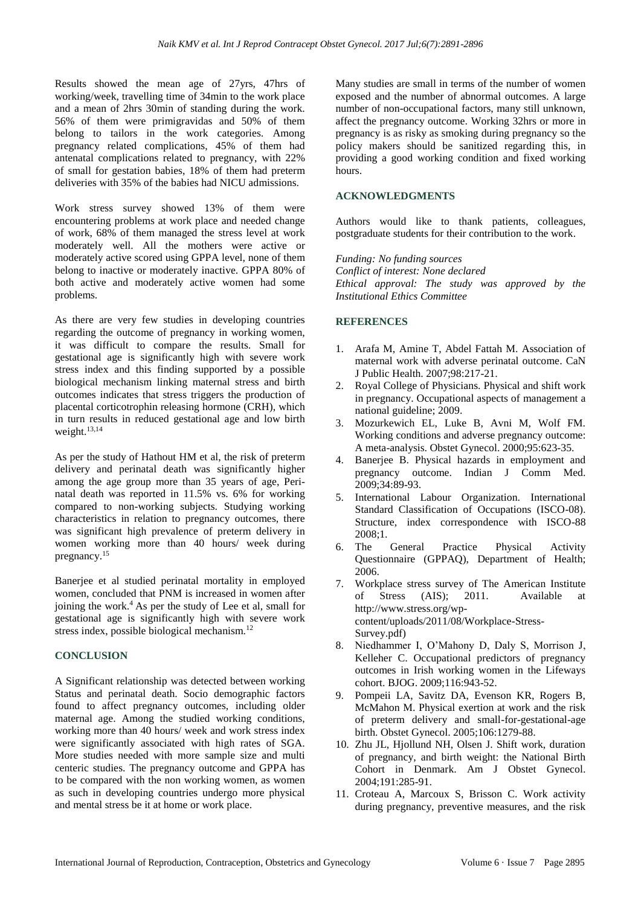Results showed the mean age of 27yrs, 47hrs of working/week, travelling time of 34min to the work place and a mean of 2hrs 30min of standing during the work. 56% of them were primigravidas and 50% of them belong to tailors in the work categories. Among pregnancy related complications, 45% of them had antenatal complications related to pregnancy, with 22% of small for gestation babies, 18% of them had preterm deliveries with 35% of the babies had NICU admissions.

Work stress survey showed 13% of them were encountering problems at work place and needed change of work, 68% of them managed the stress level at work moderately well. All the mothers were active or moderately active scored using GPPA level, none of them belong to inactive or moderately inactive. GPPA 80% of both active and moderately active women had some problems.

As there are very few studies in developing countries regarding the outcome of pregnancy in working women, it was difficult to compare the results. Small for gestational age is significantly high with severe work stress index and this finding supported by a possible biological mechanism linking maternal stress and birth outcomes indicates that stress triggers the production of placental corticotrophin releasing hormone (CRH), which in turn results in reduced gestational age and low birth weight.[13,14]

As per the study of Hathout HM et al, the risk of preterm delivery and perinatal death was significantly higher among the age group more than 35 years of age, Peri-natal death was reported in 11.5% vs. 6% for working compared to non-working subjects. Studying working characteristics in relation to pregnancy outcomes, there was significant high prevalence of preterm delivery in women working more than 40 hours/ week during pregnancy.[15]

Banerjee et al studied perinatal mortality in employed women, concluded that PNM is increased in women after joining the work.[4] As per the study of Lee et al, small for gestational age is significantly high with severe work stress index, possible biological mechanism.[12]

## CONCLUSION

A Significant relationship was detected between working Status and perinatal death. Socio demographic factors found to affect pregnancy outcomes, including older maternal age. Among the studied working conditions, working more than 40 hours/ week and work stress index were significantly associated with high rates of SGA. More studies needed with more sample size and multi centeric studies. The pregnancy outcome and GPPA has to be compared with the non working women, as women as such in developing countries undergo more physical and mental stress be it at home or work place.

Many studies are small in terms of the number of women exposed and the number of abnormal outcomes. A large number of non-occupational factors, many still unknown, affect the pregnancy outcome. Working 32hrs or more in pregnancy is as risky as smoking during pregnancy so the policy makers should be sanitized regarding this, in providing a good working condition and fixed working hours.

## ACKNOWLEDGMENTS

Authors would like to thank patients, colleagues, postgraduate students for their contribution to the work.

*Funding: No funding sources*
*Conflict of interest: None declared*
*Ethical approval: The study was approved by the Institutional Ethics Committee*

## REFERENCES

1. Arafa M, Amine T, Abdel Fattah M. Association of maternal work with adverse perinatal outcome. CaN J Public Health. 2007;98:217-21.
2. Royal College of Physicians. Physical and shift work in pregnancy. Occupational aspects of management a national guideline; 2009.
3. Mozurkewich EL, Luke B, Avni M, Wolf FM. Working conditions and adverse pregnancy outcome: A meta-analysis. Obstet Gynecol. 2000;95:623-35.
4. Banerjee B. Physical hazards in employment and pregnancy outcome. Indian J Comm Med. 2009;34:89-93.
5. International Labour Organization. International Standard Classification of Occupations (ISCO-08). Structure, index correspondence with ISCO-88 2008;1.
6. The General Practice Physical Activity Questionnaire (GPPAQ), Department of Health; 2006.
7. Workplace stress survey of The American Institute of Stress (AIS); 2011. Available at http://www.stress.org/wp-content/uploads/2011/08/Workplace-Stress-Survey.pdf)
8. Niedhammer I, O'Mahony D, Daly S, Morrison J, Kelleher C. Occupational predictors of pregnancy outcomes in Irish working women in the Lifeways cohort. BJOG. 2009;116:943-52.
9. Pompeii LA, Savitz DA, Evenson KR, Rogers B, McMahon M. Physical exertion at work and the risk of preterm delivery and small-for-gestational-age birth. Obstet Gynecol. 2005;106:1279-88.
10. Zhu JL, Hjollund NH, Olsen J. Shift work, duration of pregnancy, and birth weight: the National Birth Cohort in Denmark. Am J Obstet Gynecol. 2004;191:285-91.
11. Croteau A, Marcoux S, Brisson C. Work activity during pregnancy, preventive measures, and the risk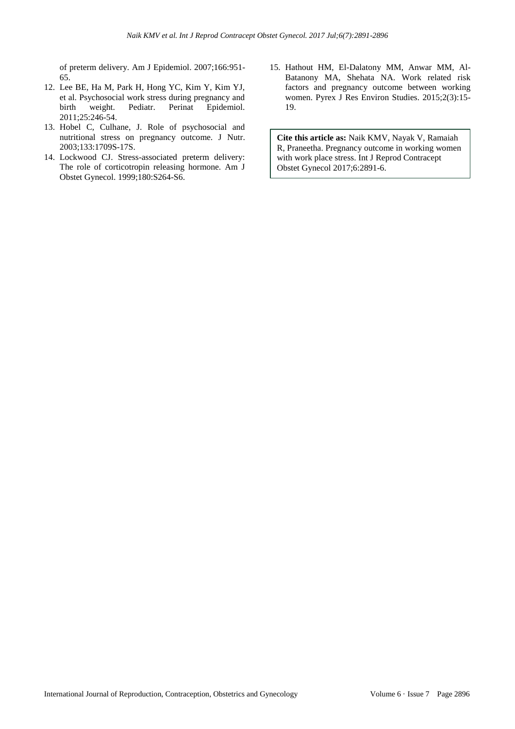of preterm delivery. Am J Epidemiol. 2007;166:951-65.

12. Lee BE, Ha M, Park H, Hong YC, Kim Y, Kim YJ, et al. Psychosocial work stress during pregnancy and birth weight. Pediatr. Perinat Epidemiol. 2011;25:246-54.
13. Hobel C, Culhane, J. Role of psychosocial and nutritional stress on pregnancy outcome. J Nutr. 2003;133:1709S-17S.
14. Lockwood CJ. Stress-associated preterm delivery: The role of corticotropin releasing hormone. Am J Obstet Gynecol. 1999;180:S264-S6.
15. Hathout HM, El-Dalatony MM, Anwar MM, Al-Batanony MA, Shehata NA. Work related risk factors and pregnancy outcome between working women. Pyrex J Res Environ Studies. 2015;2(3):15-19.

**Cite this article as:** Naik KMV, Nayak V, Ramaiah R, Praneetha. Pregnancy outcome in working women with work place stress. Int J Reprod Contracept Obstet Gynecol 2017;6:2891-6.